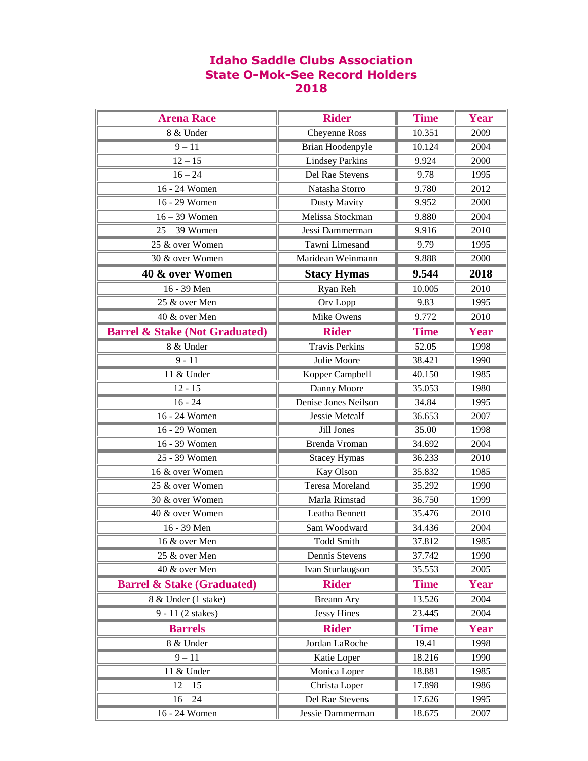# Idaho Saddle Clubs Association
# State O-Mok-See Record Holders
# 2018

| Arena Race | Rider | Time | Year |
|---|---|---|---|
| 8 & Under | Cheyenne Ross | 10.351 | 2009 |
| 9 – 11 | Brian Hoodenpyle | 10.124 | 2004 |
| 12 – 15 | Lindsey Parkins | 9.924 | 2000 |
| 16 – 24 | Del Rae Stevens | 9.78 | 1995 |
| 16 - 24 Women | Natasha Storro | 9.780 | 2012 |
| 16 - 29 Women | Dusty Mavity | 9.952 | 2000 |
| 16 – 39 Women | Melissa Stockman | 9.880 | 2004 |
| 25 – 39 Women | Jessi Dammerman | 9.916 | 2010 |
| 25 & over Women | Tawni Limesand | 9.79 | 1995 |
| 30 & over Women | Maridean Weinmann | 9.888 | 2000 |
| **40 & over Women** | **Stacy Hymas** | **9.544** | **2018** |
| 16 - 39 Men | Ryan Reh | 10.005 | 2010 |
| 25 & over Men | Orv Lopp | 9.83 | 1995 |
| 40 & over Men | Mike Owens | 9.772 | 2010 |
| **Barrel & Stake (Not Graduated)** | **Rider** | **Time** | **Year** |
| 8 & Under | Travis Perkins | 52.05 | 1998 |
| 9 - 11 | Julie Moore | 38.421 | 1990 |
| 11 & Under | Kopper Campbell | 40.150 | 1985 |
| 12 - 15 | Danny Moore | 35.053 | 1980 |
| 16 - 24 | Denise Jones Neilson | 34.84 | 1995 |
| 16 - 24 Women | Jessie Metcalf | 36.653 | 2007 |
| 16 - 29 Women | Jill Jones | 35.00 | 1998 |
| 16 - 39 Women | Brenda Vroman | 34.692 | 2004 |
| 25 - 39 Women | Stacey Hymas | 36.233 | 2010 |
| 16 & over Women | Kay Olson | 35.832 | 1985 |
| 25 & over Women | Teresa Moreland | 35.292 | 1990 |
| 30 & over Women | Marla Rimstad | 36.750 | 1999 |
| 40 & over Women | Leatha Bennett | 35.476 | 2010 |
| 16 - 39 Men | Sam Woodward | 34.436 | 2004 |
| 16 & over Men | Todd Smith | 37.812 | 1985 |
| 25 & over Men | Dennis Stevens | 37.742 | 1990 |
| 40 & over Men | Ivan Sturlaugson | 35.553 | 2005 |
| **Barrel & Stake (Graduated)** | **Rider** | **Time** | **Year** |
| 8 & Under (1 stake) | Breann Ary | 13.526 | 2004 |
| 9 - 11 (2 stakes) | Jessy Hines | 23.445 | 2004 |
| **Barrels** | **Rider** | **Time** | **Year** |
| 8 & Under | Jordan LaRoche | 19.41 | 1998 |
| 9 – 11 | Katie Loper | 18.216 | 1990 |
| 11 & Under | Monica Loper | 18.881 | 1985 |
| 12 – 15 | Christa Loper | 17.898 | 1986 |
| 16 – 24 | Del Rae Stevens | 17.626 | 1995 |
| 16 - 24 Women | Jessie Dammerman | 18.675 | 2007 |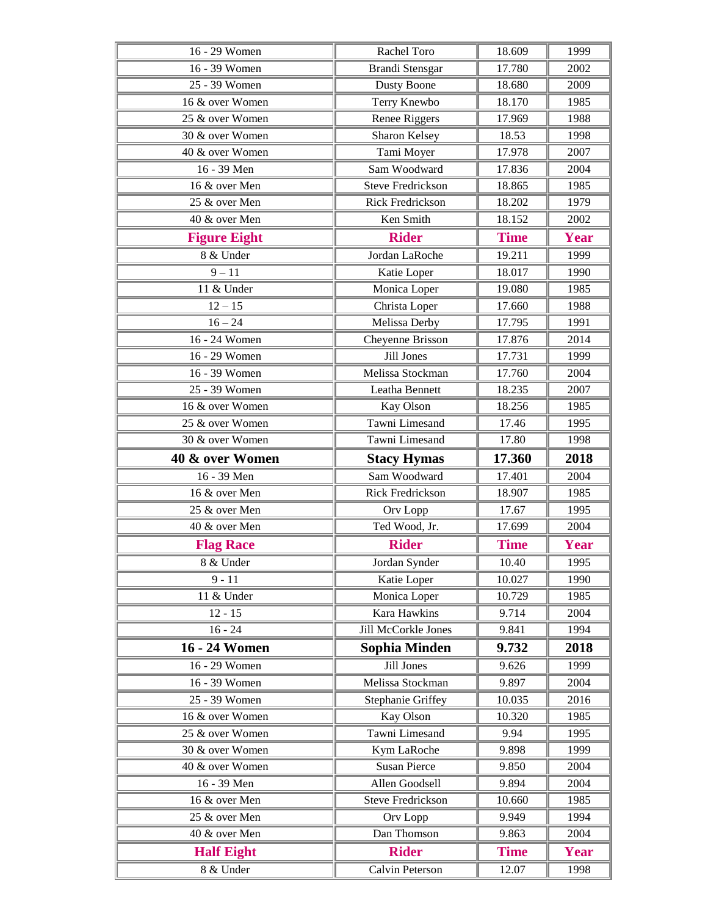| | | | |
|---|---|---|---|
| 16 - 29 Women | Rachel Toro | 18.609 | 1999 |
| 16 - 39 Women | Brandi Stensgar | 17.780 | 2002 |
| 25 - 39 Women | Dusty Boone | 18.680 | 2009 |
| 16 & over Women | Terry Knewbo | 18.170 | 1985 |
| 25 & over Women | Renee Riggers | 17.969 | 1988 |
| 30 & over Women | Sharon Kelsey | 18.53 | 1998 |
| 40 & over Women | Tami Moyer | 17.978 | 2007 |
| 16 - 39 Men | Sam Woodward | 17.836 | 2004 |
| 16 & over Men | Steve Fredrickson | 18.865 | 1985 |
| 25 & over Men | Rick Fredrickson | 18.202 | 1979 |
| 40 & over Men | Ken Smith | 18.152 | 2002 |
| **Figure Eight** | **Rider** | **Time** | **Year** |
| 8 & Under | Jordan LaRoche | 19.211 | 1999 |
| 9 – 11 | Katie Loper | 18.017 | 1990 |
| 11 & Under | Monica Loper | 19.080 | 1985 |
| 12 – 15 | Christa Loper | 17.660 | 1988 |
| 16 – 24 | Melissa Derby | 17.795 | 1991 |
| 16 - 24 Women | Cheyenne Brisson | 17.876 | 2014 |
| 16 - 29 Women | Jill Jones | 17.731 | 1999 |
| 16 - 39 Women | Melissa Stockman | 17.760 | 2004 |
| 25 - 39 Women | Leatha Bennett | 18.235 | 2007 |
| 16 & over Women | Kay Olson | 18.256 | 1985 |
| 25 & over Women | Tawni Limesand | 17.46 | 1995 |
| 30 & over Women | Tawni Limesand | 17.80 | 1998 |
| **40 & over Women** | **Stacy Hymas** | **17.360** | **2018** |
| 16 - 39 Men | Sam Woodward | 17.401 | 2004 |
| 16 & over Men | Rick Fredrickson | 18.907 | 1985 |
| 25 & over Men | Orv Lopp | 17.67 | 1995 |
| 40 & over Men | Ted Wood, Jr. | 17.699 | 2004 |
| **Flag Race** | **Rider** | **Time** | **Year** |
| 8 & Under | Jordan Synder | 10.40 | 1995 |
| 9 - 11 | Katie Loper | 10.027 | 1990 |
| 11 & Under | Monica Loper | 10.729 | 1985 |
| 12 - 15 | Kara Hawkins | 9.714 | 2004 |
| 16 - 24 | Jill McCorkle Jones | 9.841 | 1994 |
| **16 - 24 Women** | **Sophia Minden** | **9.732** | **2018** |
| 16 - 29 Women | Jill Jones | 9.626 | 1999 |
| 16 - 39 Women | Melissa Stockman | 9.897 | 2004 |
| 25 - 39 Women | Stephanie Griffey | 10.035 | 2016 |
| 16 & over Women | Kay Olson | 10.320 | 1985 |
| 25 & over Women | Tawni Limesand | 9.94 | 1995 |
| 30 & over Women | Kym LaRoche | 9.898 | 1999 |
| 40 & over Women | Susan Pierce | 9.850 | 2004 |
| 16 - 39 Men | Allen Goodsell | 9.894 | 2004 |
| 16 & over Men | Steve Fredrickson | 10.660 | 1985 |
| 25 & over Men | Orv Lopp | 9.949 | 1994 |
| 40 & over Men | Dan Thomson | 9.863 | 2004 |
| **Half Eight** | **Rider** | **Time** | **Year** |
| 8 & Under | Calvin Peterson | 12.07 | 1998 |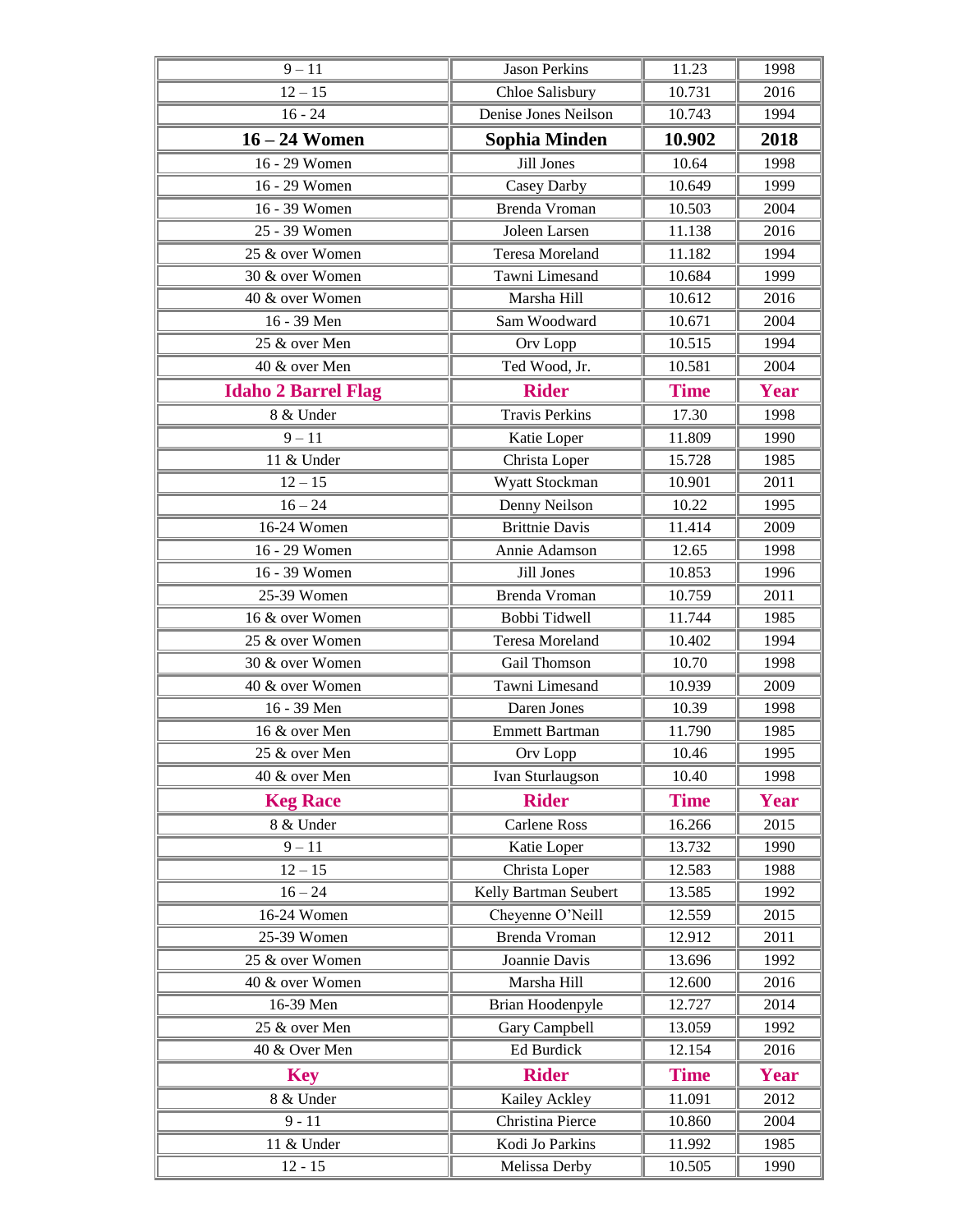| 9 – 11 | Jason Perkins | 11.23 | 1998 |
|---|---|---|---|
| 12 – 15 | Chloe Salisbury | 10.731 | 2016 |
| 16 - 24 | Denise Jones Neilson | 10.743 | 1994 |
| **16 – 24 Women** | **Sophia Minden** | **10.902** | **2018** |
| 16 - 29 Women | Jill Jones | 10.64 | 1998 |
| 16 - 29 Women | Casey Darby | 10.649 | 1999 |
| 16 - 39 Women | Brenda Vroman | 10.503 | 2004 |
| 25 - 39 Women | Joleen Larsen | 11.138 | 2016 |
| 25 & over Women | Teresa Moreland | 11.182 | 1994 |
| 30 & over Women | Tawni Limesand | 10.684 | 1999 |
| 40 & over Women | Marsha Hill | 10.612 | 2016 |
| 16 - 39 Men | Sam Woodward | 10.671 | 2004 |
| 25 & over Men | Orv Lopp | 10.515 | 1994 |
| 40 & over Men | Ted Wood, Jr. | 10.581 | 2004 |
| **Idaho 2 Barrel Flag** | **Rider** | **Time** | **Year** |
| 8 & Under | Travis Perkins | 17.30 | 1998 |
| 9 – 11 | Katie Loper | 11.809 | 1990 |
| 11 & Under | Christa Loper | 15.728 | 1985 |
| 12 – 15 | Wyatt Stockman | 10.901 | 2011 |
| 16 – 24 | Denny Neilson | 10.22 | 1995 |
| 16-24 Women | Brittnie Davis | 11.414 | 2009 |
| 16 - 29 Women | Annie Adamson | 12.65 | 1998 |
| 16 - 39 Women | Jill Jones | 10.853 | 1996 |
| 25-39 Women | Brenda Vroman | 10.759 | 2011 |
| 16 & over Women | Bobbi Tidwell | 11.744 | 1985 |
| 25 & over Women | Teresa Moreland | 10.402 | 1994 |
| 30 & over Women | Gail Thomson | 10.70 | 1998 |
| 40 & over Women | Tawni Limesand | 10.939 | 2009 |
| 16 - 39 Men | Daren Jones | 10.39 | 1998 |
| 16 & over Men | Emmett Bartman | 11.790 | 1985 |
| 25 & over Men | Orv Lopp | 10.46 | 1995 |
| 40 & over Men | Ivan Sturlaugson | 10.40 | 1998 |
| **Keg Race** | **Rider** | **Time** | **Year** |
| 8 & Under | Carlene Ross | 16.266 | 2015 |
| 9 – 11 | Katie Loper | 13.732 | 1990 |
| 12 – 15 | Christa Loper | 12.583 | 1988 |
| 16 – 24 | Kelly Bartman Seubert | 13.585 | 1992 |
| 16-24 Women | Cheyenne O'Neill | 12.559 | 2015 |
| 25-39 Women | Brenda Vroman | 12.912 | 2011 |
| 25 & over Women | Joannie Davis | 13.696 | 1992 |
| 40 & over Women | Marsha Hill | 12.600 | 2016 |
| 16-39 Men | Brian Hoodenpyle | 12.727 | 2014 |
| 25 & over Men | Gary Campbell | 13.059 | 1992 |
| 40 & Over Men | Ed Burdick | 12.154 | 2016 |
| **Key** | **Rider** | **Time** | **Year** |
| 8 & Under | Kailey Ackley | 11.091 | 2012 |
| 9 - 11 | Christina Pierce | 10.860 | 2004 |
| 11 & Under | Kodi Jo Parkins | 11.992 | 1985 |
| 12 - 15 | Melissa Derby | 10.505 | 1990 |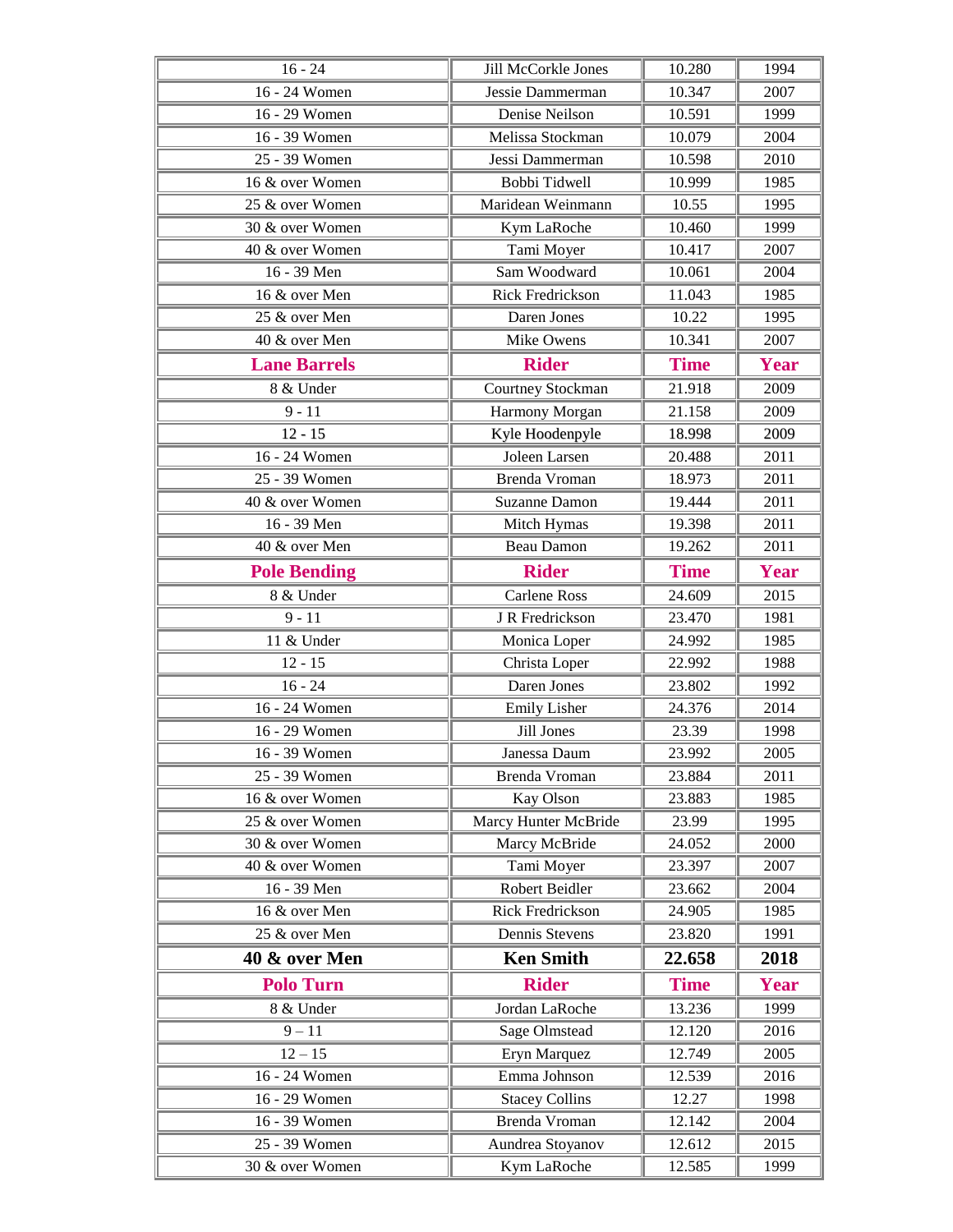| 16 - 24 | Jill McCorkle Jones | 10.280 | 1994 |
|---|---|---|---|
| 16 - 24 Women | Jessie Dammerman | 10.347 | 2007 |
| 16 - 29 Women | Denise Neilson | 10.591 | 1999 |
| 16 - 39 Women | Melissa Stockman | 10.079 | 2004 |
| 25 - 39 Women | Jessi Dammerman | 10.598 | 2010 |
| 16 & over Women | Bobbi Tidwell | 10.999 | 1985 |
| 25 & over Women | Maridean Weinmann | 10.55 | 1995 |
| 30 & over Women | Kym LaRoche | 10.460 | 1999 |
| 40 & over Women | Tami Moyer | 10.417 | 2007 |
| 16 - 39 Men | Sam Woodward | 10.061 | 2004 |
| 16 & over Men | Rick Fredrickson | 11.043 | 1985 |
| 25 & over Men | Daren Jones | 10.22 | 1995 |
| 40 & over Men | Mike Owens | 10.341 | 2007 |
| **Lane Barrels** | **Rider** | **Time** | **Year** |
| 8 & Under | Courtney Stockman | 21.918 | 2009 |
| 9 - 11 | Harmony Morgan | 21.158 | 2009 |
| 12 - 15 | Kyle Hoodenpyle | 18.998 | 2009 |
| 16 - 24 Women | Joleen Larsen | 20.488 | 2011 |
| 25 - 39 Women | Brenda Vroman | 18.973 | 2011 |
| 40 & over Women | Suzanne Damon | 19.444 | 2011 |
| 16 - 39 Men | Mitch Hymas | 19.398 | 2011 |
| 40 & over Men | Beau Damon | 19.262 | 2011 |
| **Pole Bending** | **Rider** | **Time** | **Year** |
| 8 & Under | Carlene Ross | 24.609 | 2015 |
| 9 - 11 | J R Fredrickson | 23.470 | 1981 |
| 11 & Under | Monica Loper | 24.992 | 1985 |
| 12 - 15 | Christa Loper | 22.992 | 1988 |
| 16 - 24 | Daren Jones | 23.802 | 1992 |
| 16 - 24 Women | Emily Lisher | 24.376 | 2014 |
| 16 - 29 Women | Jill Jones | 23.39 | 1998 |
| 16 - 39 Women | Janessa Daum | 23.992 | 2005 |
| 25 - 39 Women | Brenda Vroman | 23.884 | 2011 |
| 16 & over Women | Kay Olson | 23.883 | 1985 |
| 25 & over Women | Marcy Hunter McBride | 23.99 | 1995 |
| 30 & over Women | Marcy McBride | 24.052 | 2000 |
| 40 & over Women | Tami Moyer | 23.397 | 2007 |
| 16 - 39 Men | Robert Beidler | 23.662 | 2004 |
| 16 & over Men | Rick Fredrickson | 24.905 | 1985 |
| 25 & over Men | Dennis Stevens | 23.820 | 1991 |
| **40 & over Men** | **Ken Smith** | **22.658** | **2018** |
| **Polo Turn** | **Rider** | **Time** | **Year** |
| 8 & Under | Jordan LaRoche | 13.236 | 1999 |
| 9 – 11 | Sage Olmstead | 12.120 | 2016 |
| 12 – 15 | Eryn Marquez | 12.749 | 2005 |
| 16 - 24 Women | Emma Johnson | 12.539 | 2016 |
| 16 - 29 Women | Stacey Collins | 12.27 | 1998 |
| 16 - 39 Women | Brenda Vroman | 12.142 | 2004 |
| 25 - 39 Women | Aundrea Stoyanov | 12.612 | 2015 |
| 30 & over Women | Kym LaRoche | 12.585 | 1999 |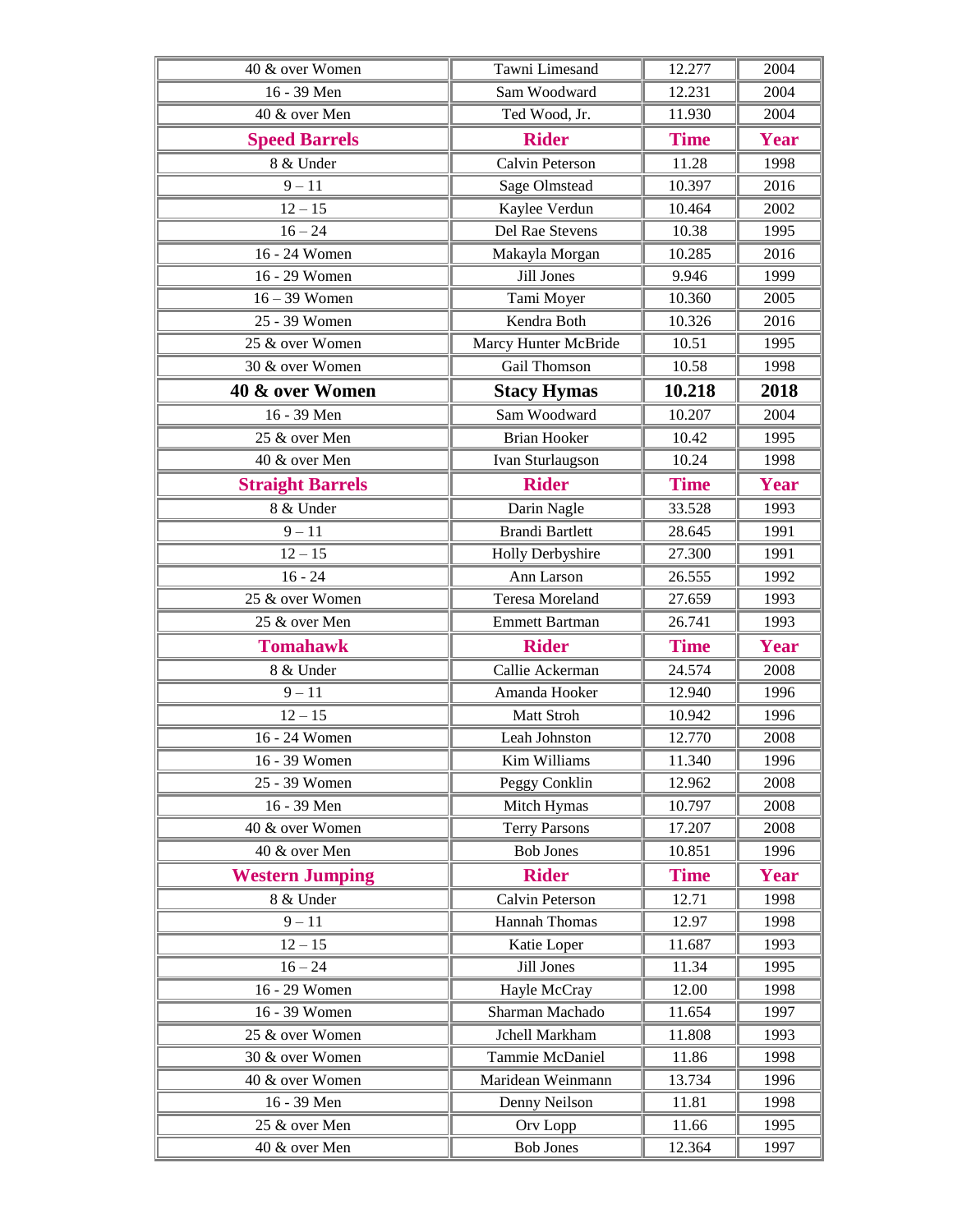| 40 & over Women | Tawni Limesand | 12.277 | 2004 |
|---|---|---|---|
| 16 - 39 Men | Sam Woodward | 12.231 | 2004 |
| 40 & over Men | Ted Wood, Jr. | 11.930 | 2004 |
| **Speed Barrels** | **Rider** | **Time** | **Year** |
| 8 & Under | Calvin Peterson | 11.28 | 1998 |
| 9 – 11 | Sage Olmstead | 10.397 | 2016 |
| 12 – 15 | Kaylee Verdun | 10.464 | 2002 |
| 16 – 24 | Del Rae Stevens | 10.38 | 1995 |
| 16 - 24 Women | Makayla Morgan | 10.285 | 2016 |
| 16 - 29 Women | Jill Jones | 9.946 | 1999 |
| 16 – 39 Women | Tami Moyer | 10.360 | 2005 |
| 25 - 39 Women | Kendra Both | 10.326 | 2016 |
| 25 & over Women | Marcy Hunter McBride | 10.51 | 1995 |
| 30 & over Women | Gail Thomson | 10.58 | 1998 |
| **40 & over Women** | **Stacy Hymas** | **10.218** | **2018** |
| 16 - 39 Men | Sam Woodward | 10.207 | 2004 |
| 25 & over Men | Brian Hooker | 10.42 | 1995 |
| 40 & over Men | Ivan Sturlaugson | 10.24 | 1998 |
| **Straight Barrels** | **Rider** | **Time** | **Year** |
| 8 & Under | Darin Nagle | 33.528 | 1993 |
| 9 – 11 | Brandi Bartlett | 28.645 | 1991 |
| 12 – 15 | Holly Derbyshire | 27.300 | 1991 |
| 16 - 24 | Ann Larson | 26.555 | 1992 |
| 25 & over Women | Teresa Moreland | 27.659 | 1993 |
| 25 & over Men | Emmett Bartman | 26.741 | 1993 |
| **Tomahawk** | **Rider** | **Time** | **Year** |
| 8 & Under | Callie Ackerman | 24.574 | 2008 |
| 9 – 11 | Amanda Hooker | 12.940 | 1996 |
| 12 – 15 | Matt Stroh | 10.942 | 1996 |
| 16 - 24 Women | Leah Johnston | 12.770 | 2008 |
| 16 - 39 Women | Kim Williams | 11.340 | 1996 |
| 25 - 39 Women | Peggy Conklin | 12.962 | 2008 |
| 16 - 39 Men | Mitch Hymas | 10.797 | 2008 |
| 40 & over Women | Terry Parsons | 17.207 | 2008 |
| 40 & over Men | Bob Jones | 10.851 | 1996 |
| **Western Jumping** | **Rider** | **Time** | **Year** |
| 8 & Under | Calvin Peterson | 12.71 | 1998 |
| 9 – 11 | Hannah Thomas | 12.97 | 1998 |
| 12 – 15 | Katie Loper | 11.687 | 1993 |
| 16 – 24 | Jill Jones | 11.34 | 1995 |
| 16 - 29 Women | Hayle McCray | 12.00 | 1998 |
| 16 - 39 Women | Sharman Machado | 11.654 | 1997 |
| 25 & over Women | Jchell Markham | 11.808 | 1993 |
| 30 & over Women | Tammie McDaniel | 11.86 | 1998 |
| 40 & over Women | Maridean Weinmann | 13.734 | 1996 |
| 16 - 39 Men | Denny Neilson | 11.81 | 1998 |
| 25 & over Men | Orv Lopp | 11.66 | 1995 |
| 40 & over Men | Bob Jones | 12.364 | 1997 |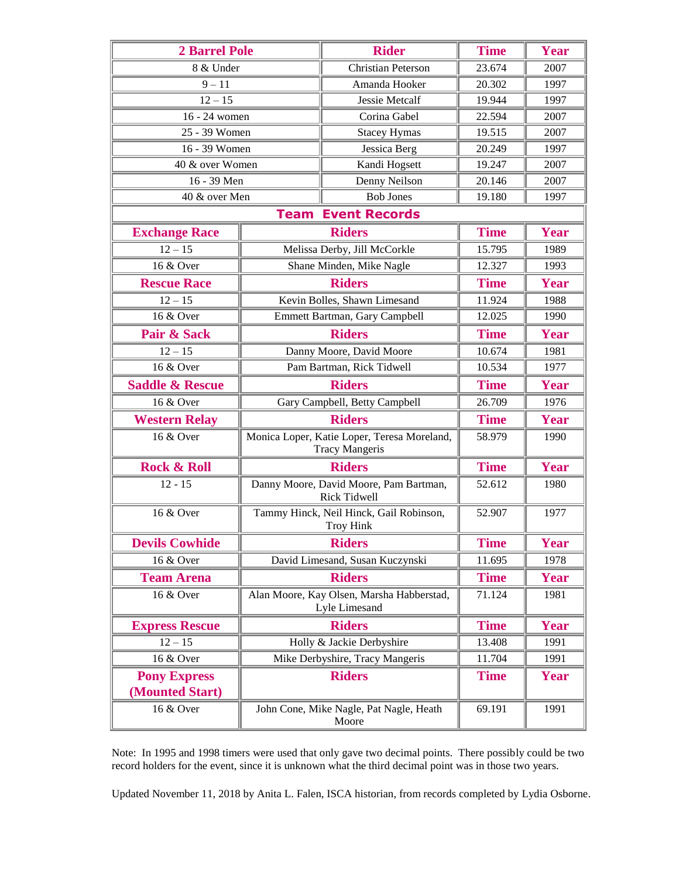| 2 Barrel Pole | Rider | Time | Year |
|---|---|---|---|
| 8 & Under | Christian Peterson | 23.674 | 2007 |
| 9 – 11 | Amanda Hooker | 20.302 | 1997 |
| 12 – 15 | Jessie Metcalf | 19.944 | 1997 |
| 16 - 24 women | Corina Gabel | 22.594 | 2007 |
| 25 - 39 Women | Stacey Hymas | 19.515 | 2007 |
| 16 - 39 Women | Jessica Berg | 20.249 | 1997 |
| 40 & over Women | Kandi Hogsett | 19.247 | 2007 |
| 16 - 39 Men | Denny Neilson | 20.146 | 2007 |
| 40 & over Men | Bob Jones | 19.180 | 1997 |

## Team Event Records

| Exchange Race | Riders | Time | Year |
|---|---|---|---|
| 12 – 15 | Melissa Derby, Jill McCorkle | 15.795 | 1989 |
| 16 & Over | Shane Minden, Mike Nagle | 12.327 | 1993 |
| **Rescue Race** | **Riders** | **Time** | **Year** |
| 12 – 15 | Kevin Bolles, Shawn Limesand | 11.924 | 1988 |
| 16 & Over | Emmett Bartman, Gary Campbell | 12.025 | 1990 |
| **Pair & Sack** | **Riders** | **Time** | **Year** |
| 12 – 15 | Danny Moore, David Moore | 10.674 | 1981 |
| 16 & Over | Pam Bartman, Rick Tidwell | 10.534 | 1977 |
| **Saddle & Rescue** | **Riders** | **Time** | **Year** |
| 16 & Over | Gary Campbell, Betty Campbell | 26.709 | 1976 |
| **Western Relay** | **Riders** | **Time** | **Year** |
| 16 & Over | Monica Loper, Katie Loper, Teresa Moreland, Tracy Mangeris | 58.979 | 1990 |
| **Rock & Roll** | **Riders** | **Time** | **Year** |
| 12 - 15 | Danny Moore, David Moore, Pam Bartman, Rick Tidwell | 52.612 | 1980 |
| 16 & Over | Tammy Hinck, Neil Hinck, Gail Robinson, Troy Hink | 52.907 | 1977 |
| **Devils Cowhide** | **Riders** | **Time** | **Year** |
| 16 & Over | David Limesand, Susan Kuczynski | 11.695 | 1978 |
| **Team Arena** | **Riders** | **Time** | **Year** |
| 16 & Over | Alan Moore, Kay Olsen, Marsha Habberstad, Lyle Limesand | 71.124 | 1981 |
| **Express Rescue** | **Riders** | **Time** | **Year** |
| 12 – 15 | Holly & Jackie Derbyshire | 13.408 | 1991 |
| 16 & Over | Mike Derbyshire, Tracy Mangeris | 11.704 | 1991 |
| **Pony Express (Mounted Start)** | **Riders** | **Time** | **Year** |
| 16 & Over | John Cone, Mike Nagle, Pat Nagle, Heath Moore | 69.191 | 1991 |

Note: In 1995 and 1998 timers were used that only gave two decimal points. There possibly could be two record holders for the event, since it is unknown what the third decimal point was in those two years.

Updated November 11, 2018 by Anita L. Falen, ISCA historian, from records completed by Lydia Osborne.